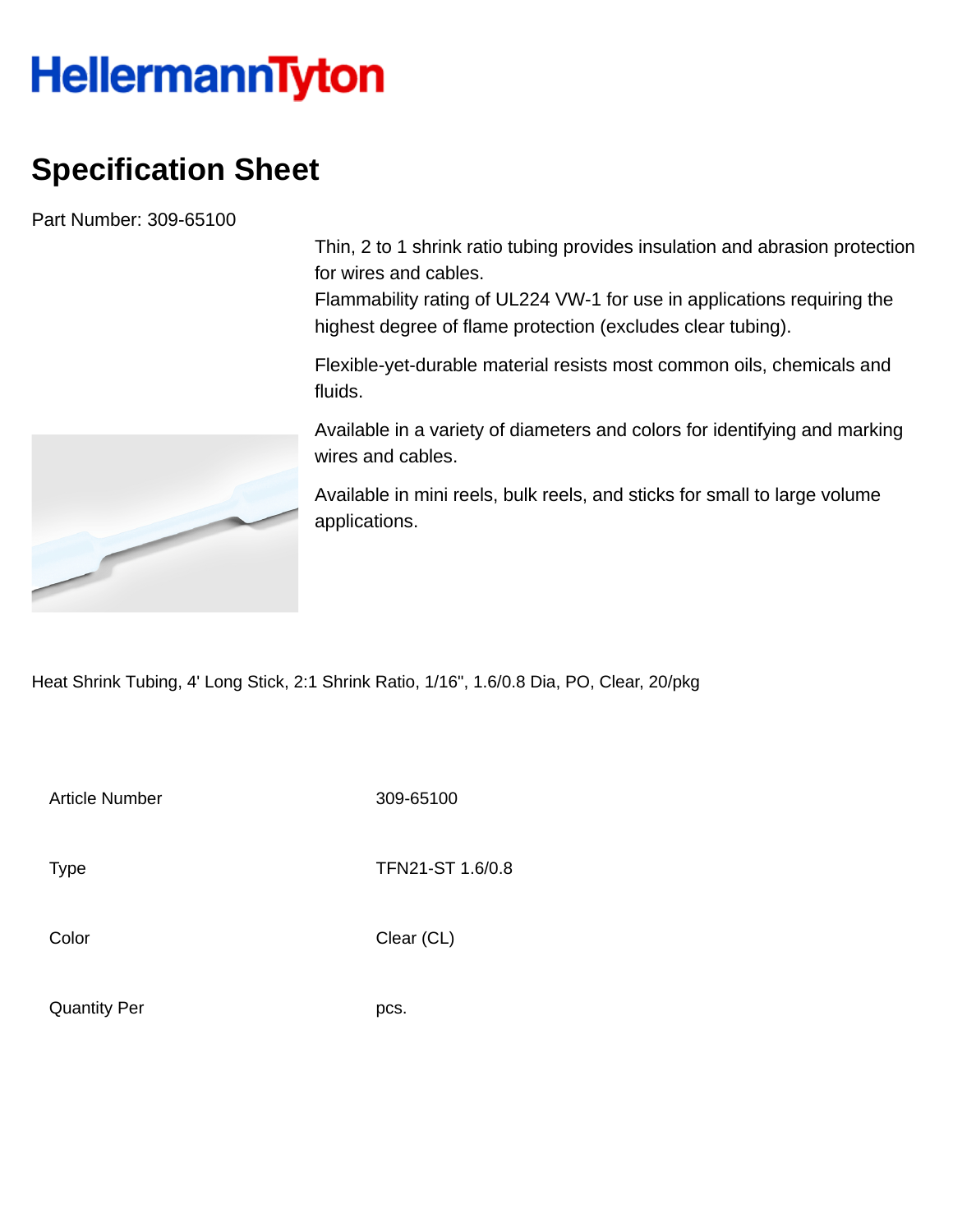# HellermannTyton

## Specification Sheet

Part Number: 309-65100

Thin, 2 to 1 shrink ratio tubing provides insulation and abrasion protection for wires and cables.
Flammability rating of UL224 VW-1 for use in applications requiring the highest degree of flame protection (excludes clear tubing).

Flexible-yet-durable material resists most common oils, chemicals and fluids.

Available in a variety of diameters and colors for identifying and marking wires and cables.

Available in mini reels, bulk reels, and sticks for small to large volume applications.

Heat Shrink Tubing, 4' Long Stick, 2:1 Shrink Ratio, 1/16", 1.6/0.8 Dia, PO, Clear, 20/pkg

| | |
|---|---|
| Article Number | 309-65100 |
| Type | TFN21-ST 1.6/0.8 |
| Color | Clear (CL) |
| Quantity Per | pcs. |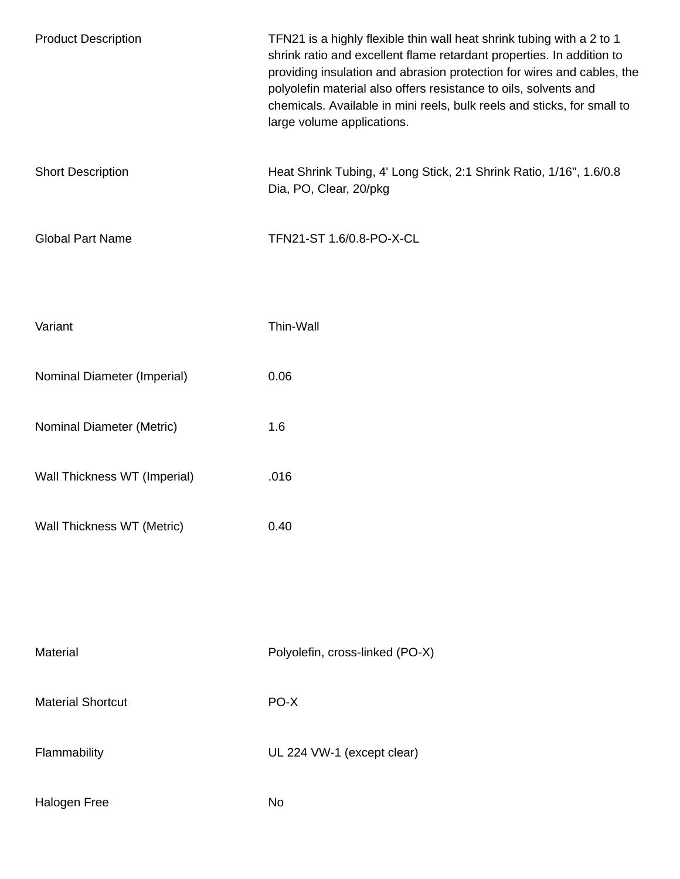| | |
|---|---|
| Product Description | TFN21 is a highly flexible thin wall heat shrink tubing with a 2 to 1 shrink ratio and excellent flame retardant properties. In addition to providing insulation and abrasion protection for wires and cables, the polyolefin material also offers resistance to oils, solvents and chemicals. Available in mini reels, bulk reels and sticks, for small to large volume applications. |
| Short Description | Heat Shrink Tubing, 4' Long Stick, 2:1 Shrink Ratio, 1/16", 1.6/0.8 Dia, PO, Clear, 20/pkg |
| Global Part Name | TFN21-ST 1.6/0.8-PO-X-CL |

| | |
|---|---|
| Variant | Thin-Wall |
| Nominal Diameter (Imperial) | 0.06 |
| Nominal Diameter (Metric) | 1.6 |
| Wall Thickness WT (Imperial) | .016 |
| Wall Thickness WT (Metric) | 0.40 |

| | |
|---|---|
| Material | Polyolefin, cross-linked (PO-X) |
| Material Shortcut | PO-X |
| Flammability | UL 224 VW-1 (except clear) |
| Halogen Free | No |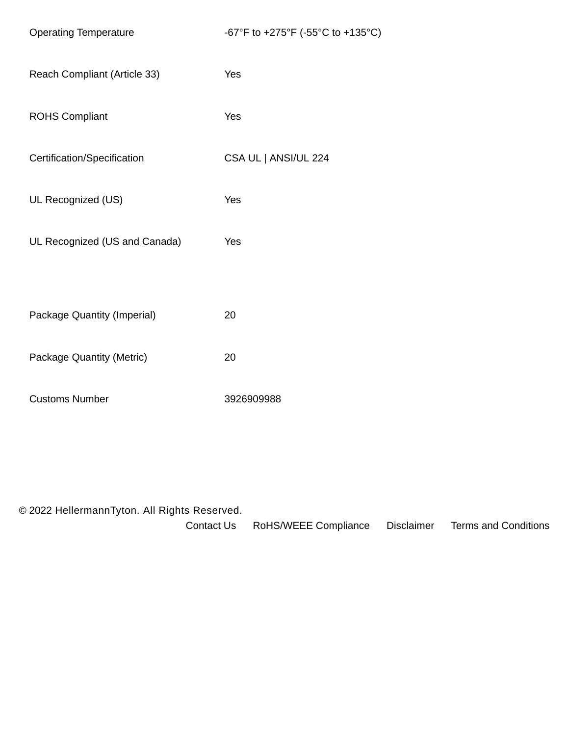| | |
|---|---|
| Operating Temperature | -67°F to +275°F (-55°C to +135°C) |
| Reach Compliant (Article 33) | Yes |
| ROHS Compliant | Yes |
| Certification/Specification | CSA UL \| ANSI/UL 224 |
| UL Recognized (US) | Yes |
| UL Recognized (US and Canada) | Yes |

| | |
|---|---|
| Package Quantity (Imperial) | 20 |
| Package Quantity (Metric) | 20 |
| Customs Number | 3926909988 |

© 2022 HellermannTyton. All Rights Reserved.

Contact Us RoHS/WEEE Compliance Disclaimer Terms and Conditions